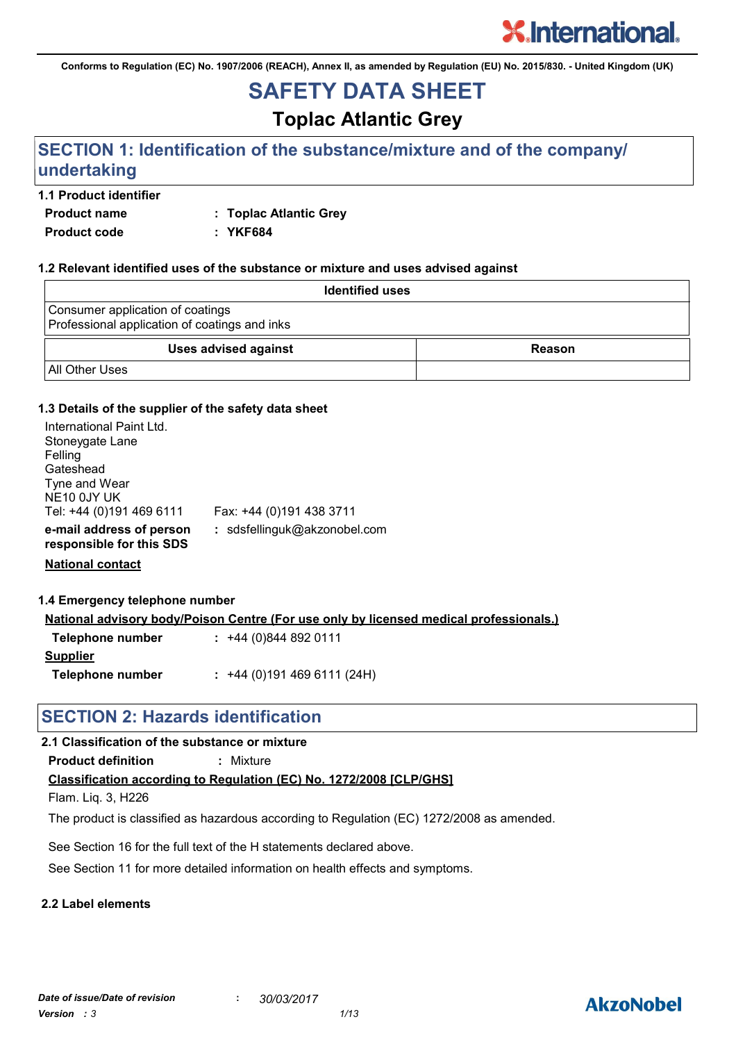Conforms to Regulation (EC) No. 1907/2006 (REACH), Annex II, as amended by Regulation (EU) No. 2015/830. - United Kingdom (UK)

# SAFETY DATA SHEET

## Toplac Atlantic Grey

## SECTION 1: Identification of the substance/mixture and of the company/ undertaking

### 1.1 Product identifier

**Product name** : **Toplac Atlantic Grey**

**Product code** : **YKF684**

### 1.2 Relevant identified uses of the substance or mixture and uses advised against

| Identified uses |
|---|
| Consumer application of coatings<br>Professional application of coatings and inks |

| Uses advised against | Reason |
|---|---|
| All Other Uses | |

### 1.3 Details of the supplier of the safety data sheet

International Paint Ltd.
Stoneygate Lane
Felling
Gateshead
Tyne and Wear
NE10 0JY UK
Tel: +44 (0)191 469 6111 Fax: +44 (0)191 438 3711

**e-mail address of person responsible for this SDS** : sdsfellinguk@akzonobel.com

**National contact**

### 1.4 Emergency telephone number

**National advisory body/Poison Centre (For use only by licensed medical professionals.)**

**Telephone number** : +44 (0)844 892 0111

**Supplier**

**Telephone number** : +44 (0)191 469 6111 (24H)

## SECTION 2: Hazards identification

### 2.1 Classification of the substance or mixture

**Product definition** : Mixture

**Classification according to Regulation (EC) No. 1272/2008 [CLP/GHS]**

Flam. Liq. 3, H226

The product is classified as hazardous according to Regulation (EC) 1272/2008 as amended.

See Section 16 for the full text of the H statements declared above.

See Section 11 for more detailed information on health effects and symptoms.

### 2.2 Label elements

*Date of issue/Date of revision* : *30/03/2017*

*Version : 3*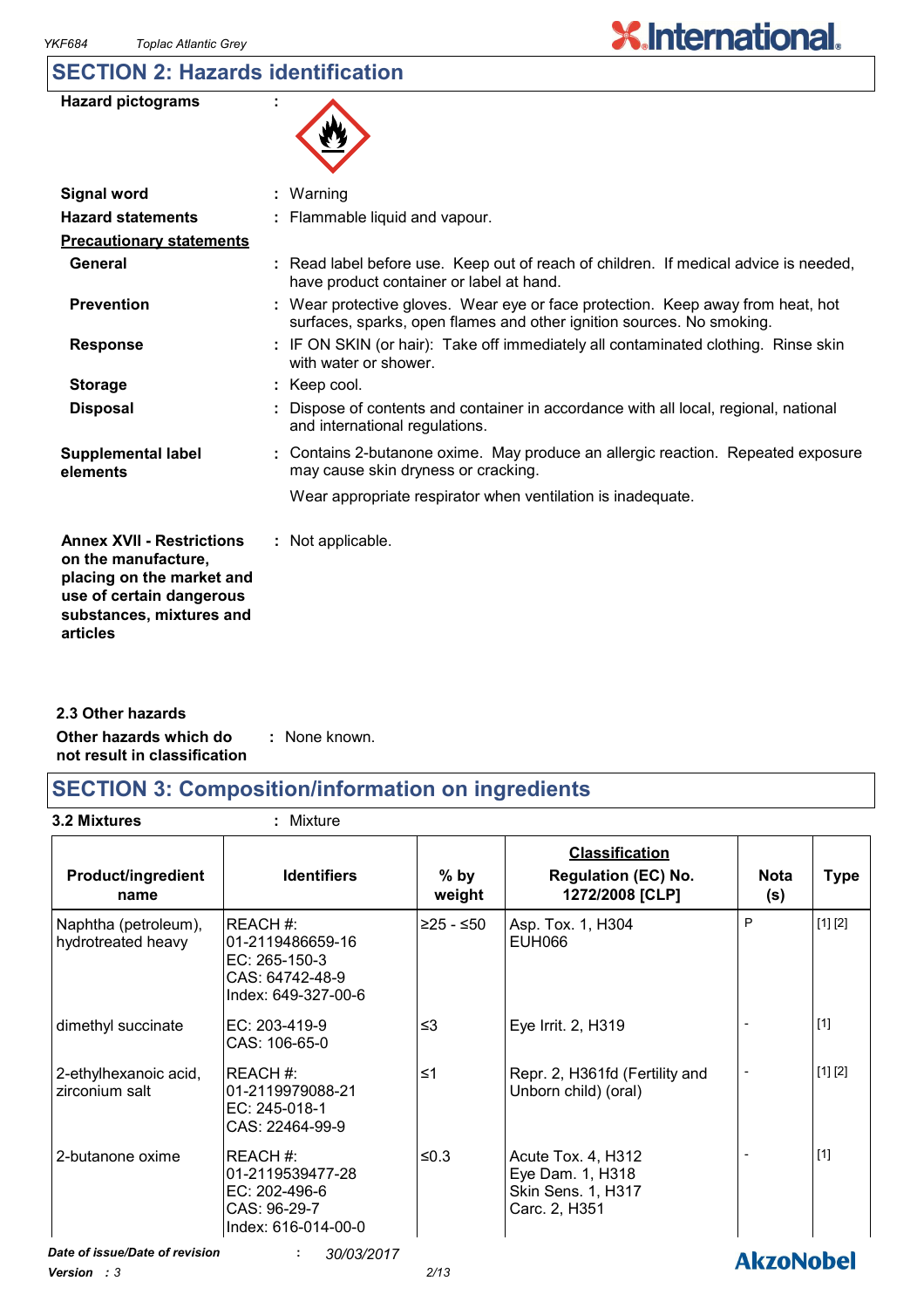## SECTION 2: Hazards identification

| | | |
|---|---|---|
| **Hazard pictograms** | : | |
| **Signal word** | : | Warning |
| **Hazard statements** | : | Flammable liquid and vapour. |

**Precautionary statements**

| | | |
|---|---|---|
| **General** | : | Read label before use. Keep out of reach of children. If medical advice is needed, have product container or label at hand. |
| **Prevention** | : | Wear protective gloves. Wear eye or face protection. Keep away from heat, hot surfaces, sparks, open flames and other ignition sources. No smoking. |
| **Response** | : | IF ON SKIN (or hair): Take off immediately all contaminated clothing. Rinse skin with water or shower. |
| **Storage** | : | Keep cool. |
| **Disposal** | : | Dispose of contents and container in accordance with all local, regional, national and international regulations. |
| **Supplemental label elements** | : | Contains 2-butanone oxime. May produce an allergic reaction. Repeated exposure may cause skin dryness or cracking.<br>Wear appropriate respirator when ventilation is inadequate. |
| **Annex XVII - Restrictions on the manufacture, placing on the market and use of certain dangerous substances, mixtures and articles** | : | Not applicable. |

### 2.3 Other hazards

**Other hazards which do not result in classification** : None known.

## SECTION 3: Composition/information on ingredients

**3.2 Mixtures** : Mixture

| Product/ingredient name | Identifiers | % by weight | Classification Regulation (EC) No. 1272/2008 [CLP] | Nota (s) | Type |
|---|---|---|---|---|---|
| Naphtha (petroleum), hydrotreated heavy | REACH #: 01-2119486659-16<br>EC: 265-150-3<br>CAS: 64742-48-9<br>Index: 649-327-00-6 | ≥25 - ≤50 | Asp. Tox. 1, H304<br>EUH066 | P | [1] [2] |
| dimethyl succinate | EC: 203-419-9<br>CAS: 106-65-0 | ≤3 | Eye Irrit. 2, H319 | - | [1] |
| 2-ethylhexanoic acid, zirconium salt | REACH #: 01-2119979088-21<br>EC: 245-018-1<br>CAS: 22464-99-9 | ≤1 | Repr. 2, H361fd (Fertility and Unborn child) (oral) | - | [1] [2] |
| 2-butanone oxime | REACH #: 01-2119539477-28<br>EC: 202-496-6<br>CAS: 96-29-7<br>Index: 616-014-00-0 | ≤0.3 | Acute Tox. 4, H312<br>Eye Dam. 1, H318<br>Skin Sens. 1, H317<br>Carc. 2, H351 | - | [1] |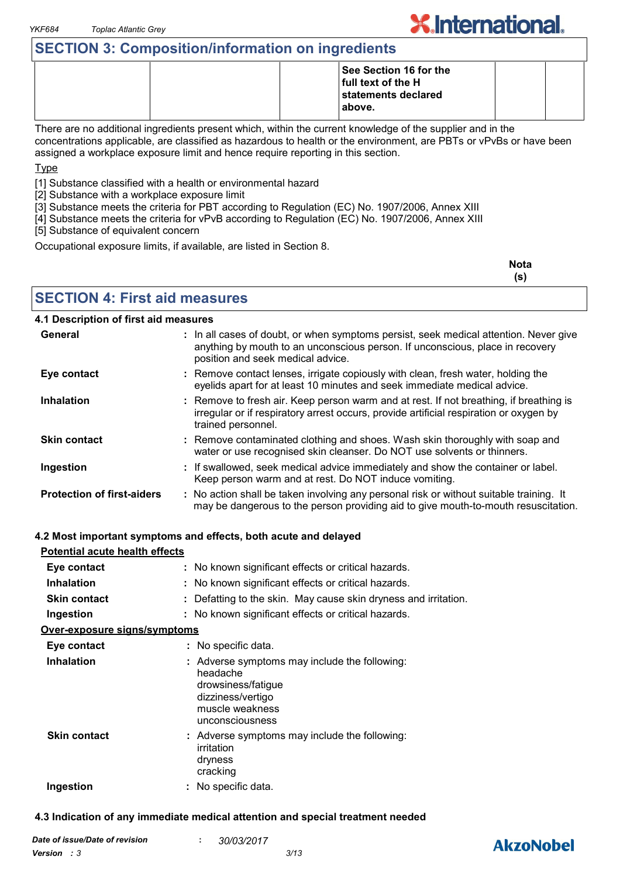## SECTION 3: Composition/information on ingredients

| | | | See Section 16 for the full text of the H statements declared above. | | |
|---|---|---|---|---|---|

There are no additional ingredients present which, within the current knowledge of the supplier and in the concentrations applicable, are classified as hazardous to health or the environment, are PBTs or vPvBs or have been assigned a workplace exposure limit and hence require reporting in this section.

Type

[1] Substance classified with a health or environmental hazard
[2] Substance with a workplace exposure limit
[3] Substance meets the criteria for PBT according to Regulation (EC) No. 1907/2006, Annex XIII
[4] Substance meets the criteria for vPvB according to Regulation (EC) No. 1907/2006, Annex XIII
[5] Substance of equivalent concern

Occupational exposure limits, if available, are listed in Section 8.

**Nota (s)**

## SECTION 4: First aid measures

### 4.1 Description of first aid measures

**General** : In all cases of doubt, or when symptoms persist, seek medical attention. Never give anything by mouth to an unconscious person. If unconscious, place in recovery position and seek medical advice.

**Eye contact** : Remove contact lenses, irrigate copiously with clean, fresh water, holding the eyelids apart for at least 10 minutes and seek immediate medical advice.

**Inhalation** : Remove to fresh air. Keep person warm and at rest. If not breathing, if breathing is irregular or if respiratory arrest occurs, provide artificial respiration or oxygen by trained personnel.

**Skin contact** : Remove contaminated clothing and shoes. Wash skin thoroughly with soap and water or use recognised skin cleanser. Do NOT use solvents or thinners.

**Ingestion** : If swallowed, seek medical advice immediately and show the container or label. Keep person warm and at rest. Do NOT induce vomiting.

**Protection of first-aiders** : No action shall be taken involving any personal risk or without suitable training. It may be dangerous to the person providing aid to give mouth-to-mouth resuscitation.

### 4.2 Most important symptoms and effects, both acute and delayed

**Potential acute health effects**

**Eye contact** : No known significant effects or critical hazards.

**Inhalation** : No known significant effects or critical hazards.

**Skin contact** : Defatting to the skin. May cause skin dryness and irritation.

**Ingestion** : No known significant effects or critical hazards.

**Over-exposure signs/symptoms**

**Eye contact** : No specific data.

**Inhalation** : Adverse symptoms may include the following:
headache
drowsiness/fatigue
dizziness/vertigo
muscle weakness
unconsciousness

**Skin contact** : Adverse symptoms may include the following:
irritation
dryness
cracking

**Ingestion** : No specific data.

### 4.3 Indication of any immediate medical attention and special treatment needed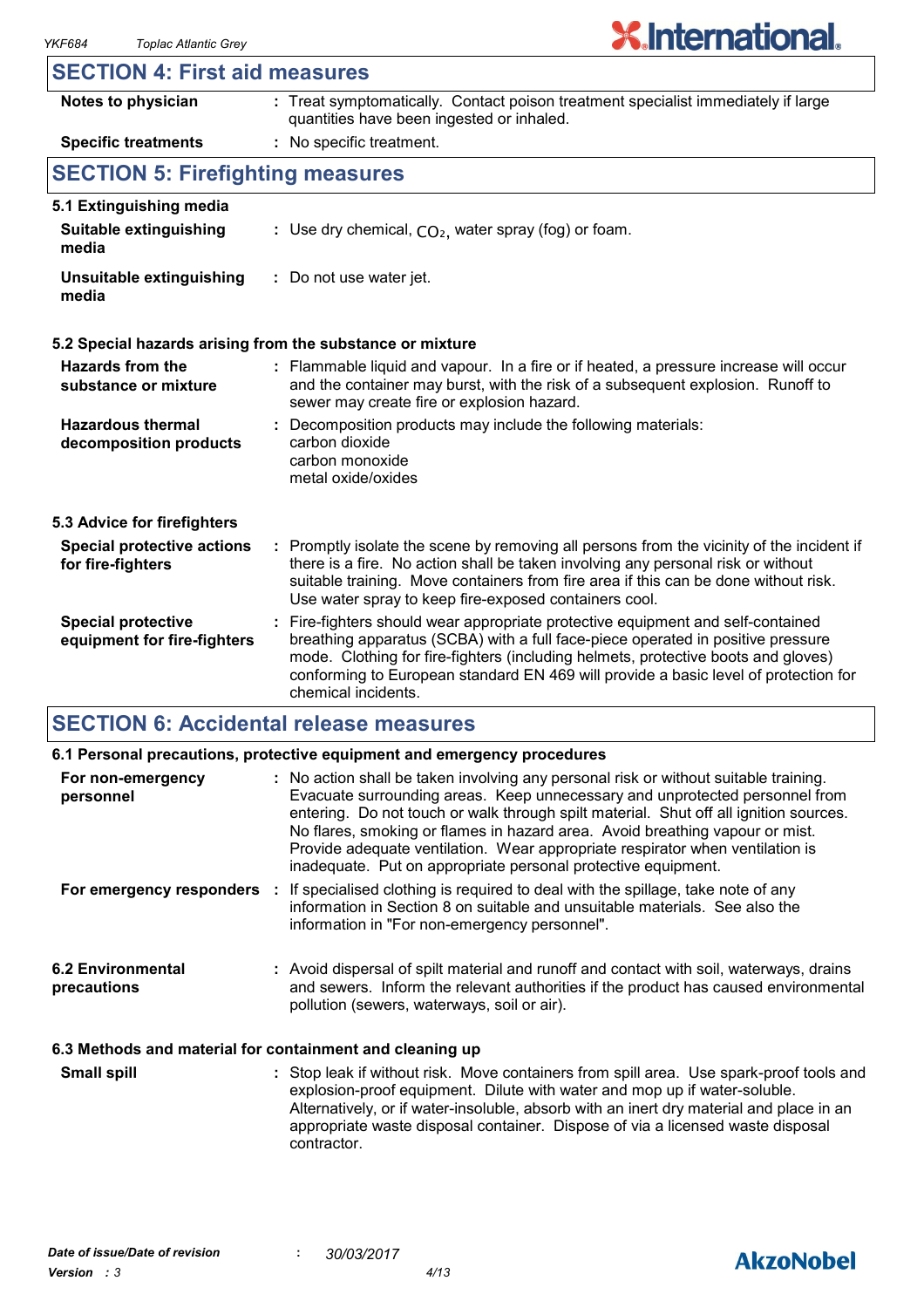## SECTION 4: First aid measures

| | |
|---|---|
| **Notes to physician** | : Treat symptomatically. Contact poison treatment specialist immediately if large quantities have been ingested or inhaled. |
| **Specific treatments** | : No specific treatment. |

## SECTION 5: Firefighting measures

### 5.1 Extinguishing media

| | |
|---|---|
| **Suitable extinguishing media** | : Use dry chemical, $CO_2$, water spray (fog) or foam. |
| **Unsuitable extinguishing media** | : Do not use water jet. |

### 5.2 Special hazards arising from the substance or mixture

| | |
|---|---|
| **Hazards from the substance or mixture** | : Flammable liquid and vapour. In a fire or if heated, a pressure increase will occur and the container may burst, with the risk of a subsequent explosion. Runoff to sewer may create fire or explosion hazard. |
| **Hazardous thermal decomposition products** | : Decomposition products may include the following materials:<br>carbon dioxide<br>carbon monoxide<br>metal oxide/oxides |

### 5.3 Advice for firefighters

| | |
|---|---|
| **Special protective actions for fire-fighters** | : Promptly isolate the scene by removing all persons from the vicinity of the incident if there is a fire. No action shall be taken involving any personal risk or without suitable training. Move containers from fire area if this can be done without risk. Use water spray to keep fire-exposed containers cool. |
| **Special protective equipment for fire-fighters** | : Fire-fighters should wear appropriate protective equipment and self-contained breathing apparatus (SCBA) with a full face-piece operated in positive pressure mode. Clothing for fire-fighters (including helmets, protective boots and gloves) conforming to European standard EN 469 will provide a basic level of protection for chemical incidents. |

## SECTION 6: Accidental release measures

### 6.1 Personal precautions, protective equipment and emergency procedures

| | |
|---|---|
| **For non-emergency personnel** | : No action shall be taken involving any personal risk or without suitable training. Evacuate surrounding areas. Keep unnecessary and unprotected personnel from entering. Do not touch or walk through spilt material. Shut off all ignition sources. No flares, smoking or flames in hazard area. Avoid breathing vapour or mist. Provide adequate ventilation. Wear appropriate respirator when ventilation is inadequate. Put on appropriate personal protective equipment. |
| **For emergency responders** | : If specialised clothing is required to deal with the spillage, take note of any information in Section 8 on suitable and unsuitable materials. See also the information in "For non-emergency personnel". |

| | |
|---|---|
| **6.2 Environmental precautions** | : Avoid dispersal of spilt material and runoff and contact with soil, waterways, drains and sewers. Inform the relevant authorities if the product has caused environmental pollution (sewers, waterways, soil or air). |

### 6.3 Methods and material for containment and cleaning up

| | |
|---|---|
| **Small spill** | : Stop leak if without risk. Move containers from spill area. Use spark-proof tools and explosion-proof equipment. Dilute with water and mop up if water-soluble. Alternatively, or if water-insoluble, absorb with an inert dry material and place in an appropriate waste disposal container. Dispose of via a licensed waste disposal contractor. |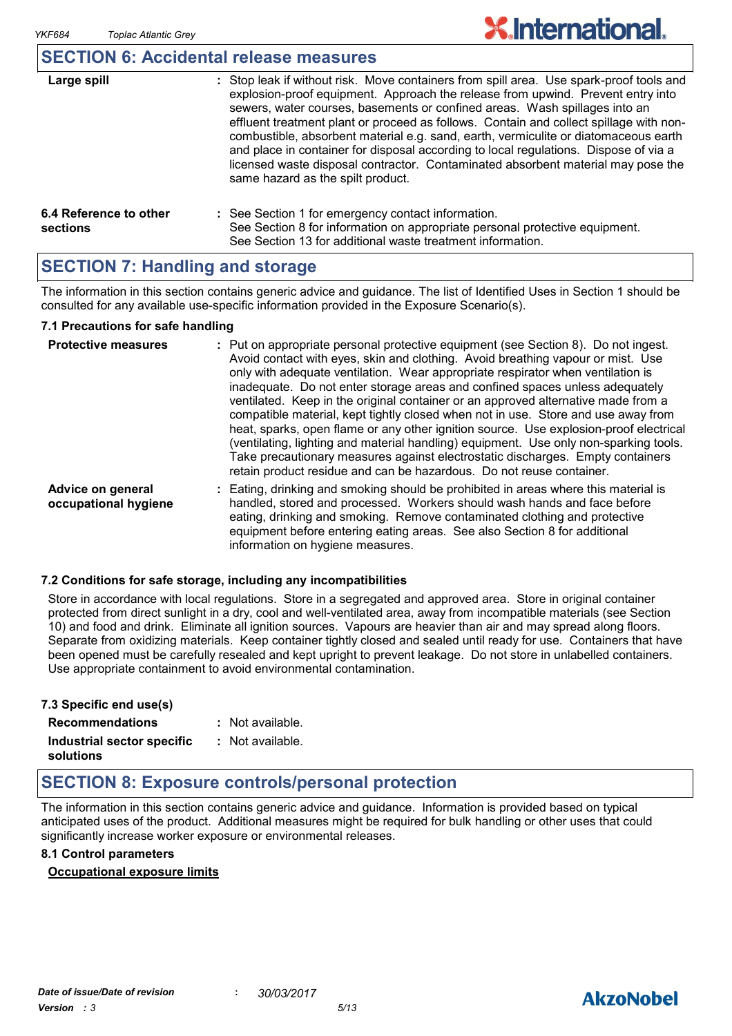## SECTION 6: Accidental release measures

| | |
|---|---|
| **Large spill** | : Stop leak if without risk. Move containers from spill area. Use spark-proof tools and explosion-proof equipment. Approach the release from upwind. Prevent entry into sewers, water courses, basements or confined areas. Wash spillages into an effluent treatment plant or proceed as follows. Contain and collect spillage with non-combustible, absorbent material e.g. sand, earth, vermiculite or diatomaceous earth and place in container for disposal according to local regulations. Dispose of via a licensed waste disposal contractor. Contaminated absorbent material may pose the same hazard as the spilt product. |
| **6.4 Reference to other sections** | : See Section 1 for emergency contact information. See Section 8 for information on appropriate personal protective equipment. See Section 13 for additional waste treatment information. |

## SECTION 7: Handling and storage

The information in this section contains generic advice and guidance. The list of Identified Uses in Section 1 should be consulted for any available use-specific information provided in the Exposure Scenario(s).

### 7.1 Precautions for safe handling

| | |
|---|---|
| **Protective measures** | : Put on appropriate personal protective equipment (see Section 8). Do not ingest. Avoid contact with eyes, skin and clothing. Avoid breathing vapour or mist. Use only with adequate ventilation. Wear appropriate respirator when ventilation is inadequate. Do not enter storage areas and confined spaces unless adequately ventilated. Keep in the original container or an approved alternative made from a compatible material, kept tightly closed when not in use. Store and use away from heat, sparks, open flame or any other ignition source. Use explosion-proof electrical (ventilating, lighting and material handling) equipment. Use only non-sparking tools. Take precautionary measures against electrostatic discharges. Empty containers retain product residue and can be hazardous. Do not reuse container. |
| **Advice on general occupational hygiene** | : Eating, drinking and smoking should be prohibited in areas where this material is handled, stored and processed. Workers should wash hands and face before eating, drinking and smoking. Remove contaminated clothing and protective equipment before entering eating areas. See also Section 8 for additional information on hygiene measures. |

### 7.2 Conditions for safe storage, including any incompatibilities

Store in accordance with local regulations. Store in a segregated and approved area. Store in original container protected from direct sunlight in a dry, cool and well-ventilated area, away from incompatible materials (see Section 10) and food and drink. Eliminate all ignition sources. Vapours are heavier than air and may spread along floors. Separate from oxidizing materials. Keep container tightly closed and sealed until ready for use. Containers that have been opened must be carefully resealed and kept upright to prevent leakage. Do not store in unlabelled containers. Use appropriate containment to avoid environmental contamination.

### 7.3 Specific end use(s)

| | |
|---|---|
| **Recommendations** | : Not available. |
| **Industrial sector specific solutions** | : Not available. |

## SECTION 8: Exposure controls/personal protection

The information in this section contains generic advice and guidance. Information is provided based on typical anticipated uses of the product. Additional measures might be required for bulk handling or other uses that could significantly increase worker exposure or environmental releases.

### 8.1 Control parameters

**Occupational exposure limits**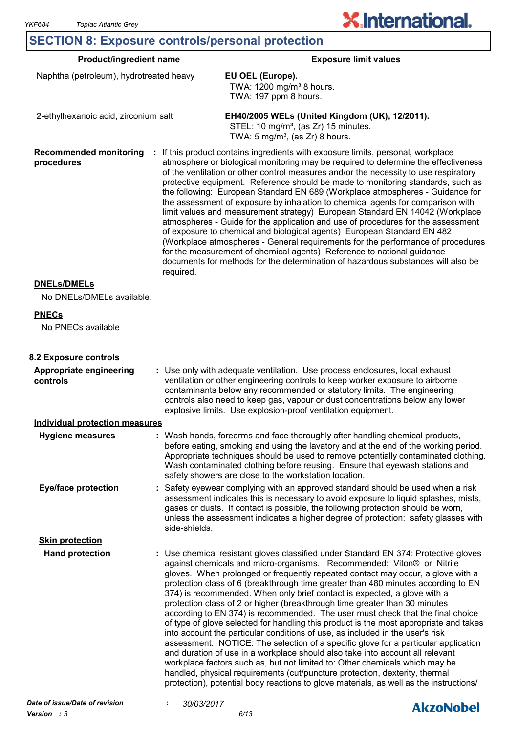## SECTION 8: Exposure controls/personal protection

| Product/ingredient name | Exposure limit values |
| --- | --- |
| Naphtha (petroleum), hydrotreated heavy | **EU OEL (Europe).**<br>TWA: 1200 mg/m³ 8 hours.<br>TWA: 197 ppm 8 hours. |
| 2-ethylhexanoic acid, zirconium salt | **EH40/2005 WELs (United Kingdom (UK), 12/2011).**<br>STEL: 10 mg/m³, (as Zr) 15 minutes.<br>TWA: 5 mg/m³, (as Zr) 8 hours. |

**Recommended monitoring procedures** : If this product contains ingredients with exposure limits, personal, workplace atmosphere or biological monitoring may be required to determine the effectiveness of the ventilation or other control measures and/or the necessity to use respiratory protective equipment. Reference should be made to monitoring standards, such as the following: European Standard EN 689 (Workplace atmospheres - Guidance for the assessment of exposure by inhalation to chemical agents for comparison with limit values and measurement strategy) European Standard EN 14042 (Workplace atmospheres - Guide for the application and use of procedures for the assessment of exposure to chemical and biological agents) European Standard EN 482 (Workplace atmospheres - General requirements for the performance of procedures for the measurement of chemical agents) Reference to national guidance documents for methods for the determination of hazardous substances will also be required.

**DNELs/DMELs**

No DNELs/DMELs available.

**PNECs**

No PNECs available

### 8.2 Exposure controls

**Appropriate engineering controls** : Use only with adequate ventilation. Use process enclosures, local exhaust ventilation or other engineering controls to keep worker exposure to airborne contaminants below any recommended or statutory limits. The engineering controls also need to keep gas, vapour or dust concentrations below any lower explosive limits. Use explosion-proof ventilation equipment.

**Individual protection measures**

**Hygiene measures** : Wash hands, forearms and face thoroughly after handling chemical products, before eating, smoking and using the lavatory and at the end of the working period. Appropriate techniques should be used to remove potentially contaminated clothing. Wash contaminated clothing before reusing. Ensure that eyewash stations and safety showers are close to the workstation location.

**Eye/face protection** : Safety eyewear complying with an approved standard should be used when a risk assessment indicates this is necessary to avoid exposure to liquid splashes, mists, gases or dusts. If contact is possible, the following protection should be worn, unless the assessment indicates a higher degree of protection: safety glasses with side-shields.

**Skin protection**

**Hand protection** : Use chemical resistant gloves classified under Standard EN 374: Protective gloves against chemicals and micro-organisms. Recommended: Viton® or Nitrile gloves. When prolonged or frequently repeated contact may occur, a glove with a protection class of 6 (breakthrough time greater than 480 minutes according to EN 374) is recommended. When only brief contact is expected, a glove with a protection class of 2 or higher (breakthrough time greater than 30 minutes according to EN 374) is recommended. The user must check that the final choice of type of glove selected for handling this product is the most appropriate and takes into account the particular conditions of use, as included in the user's risk assessment. NOTICE: The selection of a specific glove for a particular application and duration of use in a workplace should also take into account all relevant workplace factors such as, but not limited to: Other chemicals which may be handled, physical requirements (cut/puncture protection, dexterity, thermal protection), potential body reactions to glove materials, as well as the instructions/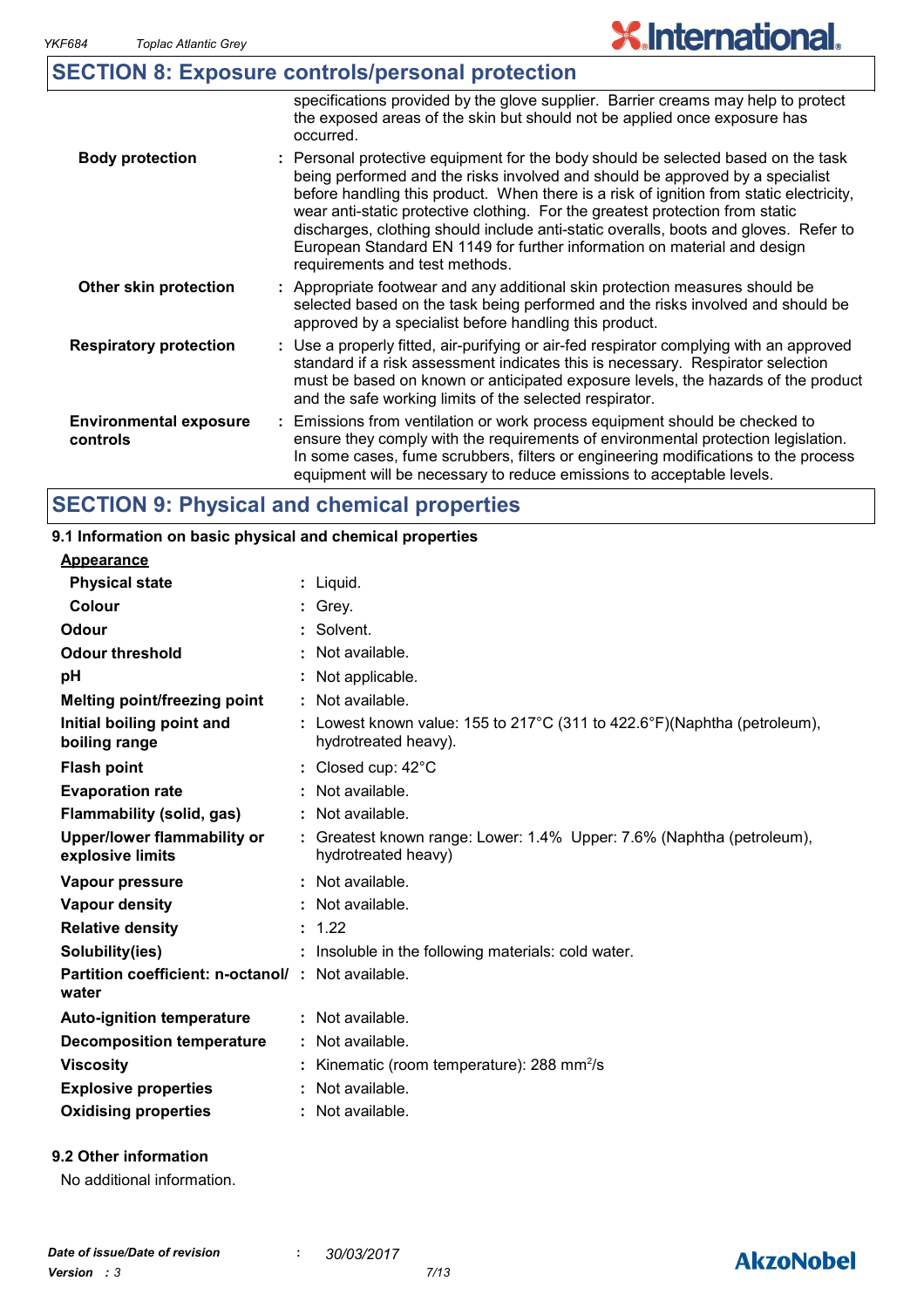## SECTION 8: Exposure controls/personal protection

| | |
|---|---|
| | specifications provided by the glove supplier. Barrier creams may help to protect the exposed areas of the skin but should not be applied once exposure has occurred. |
| **Body protection** | : Personal protective equipment for the body should be selected based on the task being performed and the risks involved and should be approved by a specialist before handling this product. When there is a risk of ignition from static electricity, wear anti-static protective clothing. For the greatest protection from static discharges, clothing should include anti-static overalls, boots and gloves. Refer to European Standard EN 1149 for further information on material and design requirements and test methods. |
| **Other skin protection** | : Appropriate footwear and any additional skin protection measures should be selected based on the task being performed and the risks involved and should be approved by a specialist before handling this product. |
| **Respiratory protection** | : Use a properly fitted, air-purifying or air-fed respirator complying with an approved standard if a risk assessment indicates this is necessary. Respirator selection must be based on known or anticipated exposure levels, the hazards of the product and the safe working limits of the selected respirator. |
| **Environmental exposure controls** | : Emissions from ventilation or work process equipment should be checked to ensure they comply with the requirements of environmental protection legislation. In some cases, fume scrubbers, filters or engineering modifications to the process equipment will be necessary to reduce emissions to acceptable levels. |

## SECTION 9: Physical and chemical properties

### 9.1 Information on basic physical and chemical properties

**Appearance**

| | |
|---|---|
| **Physical state** | : Liquid. |
| **Colour** | : Grey. |
| **Odour** | : Solvent. |
| **Odour threshold** | : Not available. |
| **pH** | : Not applicable. |
| **Melting point/freezing point** | : Not available. |
| **Initial boiling point and boiling range** | : Lowest known value: 155 to 217°C (311 to 422.6°F)(Naphtha (petroleum), hydrotreated heavy). |
| **Flash point** | : Closed cup: 42°C |
| **Evaporation rate** | : Not available. |
| **Flammability (solid, gas)** | : Not available. |
| **Upper/lower flammability or explosive limits** | : Greatest known range: Lower: 1.4% Upper: 7.6% (Naphtha (petroleum), hydrotreated heavy) |
| **Vapour pressure** | : Not available. |
| **Vapour density** | : Not available. |
| **Relative density** | : 1.22 |
| **Solubility(ies)** | : Insoluble in the following materials: cold water. |
| **Partition coefficient: n-octanol/ water** | : Not available. |
| **Auto-ignition temperature** | : Not available. |
| **Decomposition temperature** | : Not available. |
| **Viscosity** | : Kinematic (room temperature): 288 $mm^2/s$ |
| **Explosive properties** | : Not available. |
| **Oxidising properties** | : Not available. |

### 9.2 Other information

No additional information.

*Date of issue/Date of revision* : *30/03/2017*
*Version : 3*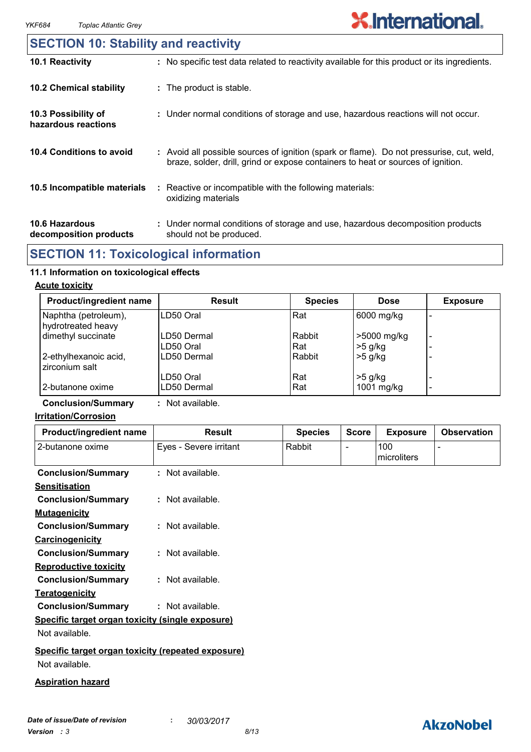## SECTION 10: Stability and reactivity

| | |
|---|---|
| **10.1 Reactivity** | : No specific test data related to reactivity available for this product or its ingredients. |
| **10.2 Chemical stability** | : The product is stable. |
| **10.3 Possibility of hazardous reactions** | : Under normal conditions of storage and use, hazardous reactions will not occur. |
| **10.4 Conditions to avoid** | : Avoid all possible sources of ignition (spark or flame). Do not pressurise, cut, weld, braze, solder, drill, grind or expose containers to heat or sources of ignition. |
| **10.5 Incompatible materials** | : Reactive or incompatible with the following materials: oxidizing materials |
| **10.6 Hazardous decomposition products** | : Under normal conditions of storage and use, hazardous decomposition products should not be produced. |

## SECTION 11: Toxicological information

### 11.1 Information on toxicological effects

**Acute toxicity**

| Product/ingredient name | Result | Species | Dose | Exposure |
|---|---|---|---|---|
| Naphtha (petroleum), hydrotreated heavy | LD50 Oral | Rat | 6000 mg/kg | - |
| dimethyl succinate | LD50 Dermal | Rabbit | >5000 mg/kg | - |
| | LD50 Oral | Rat | >5 g/kg | - |
| 2-ethylhexanoic acid, zirconium salt | LD50 Dermal | Rabbit | >5 g/kg | - |
| | LD50 Oral | Rat | >5 g/kg | - |
| 2-butanone oxime | LD50 Dermal | Rat | 1001 mg/kg | - |

**Conclusion/Summary** : Not available.

**Irritation/Corrosion**

| Product/ingredient name | Result | Species | Score | Exposure | Observation |
|---|---|---|---|---|---|
| 2-butanone oxime | Eyes - Severe irritant | Rabbit | - | 100 microliters | - |

**Conclusion/Summary** : Not available.

**Sensitisation**

**Conclusion/Summary** : Not available.

**Mutagenicity**

**Conclusion/Summary** : Not available.

**Carcinogenicity**

**Conclusion/Summary** : Not available.

**Reproductive toxicity**

**Conclusion/Summary** : Not available.

**Teratogenicity**

**Conclusion/Summary** : Not available.

**Specific target organ toxicity (single exposure)**

Not available.

**Specific target organ toxicity (repeated exposure)**

Not available.

**Aspiration hazard**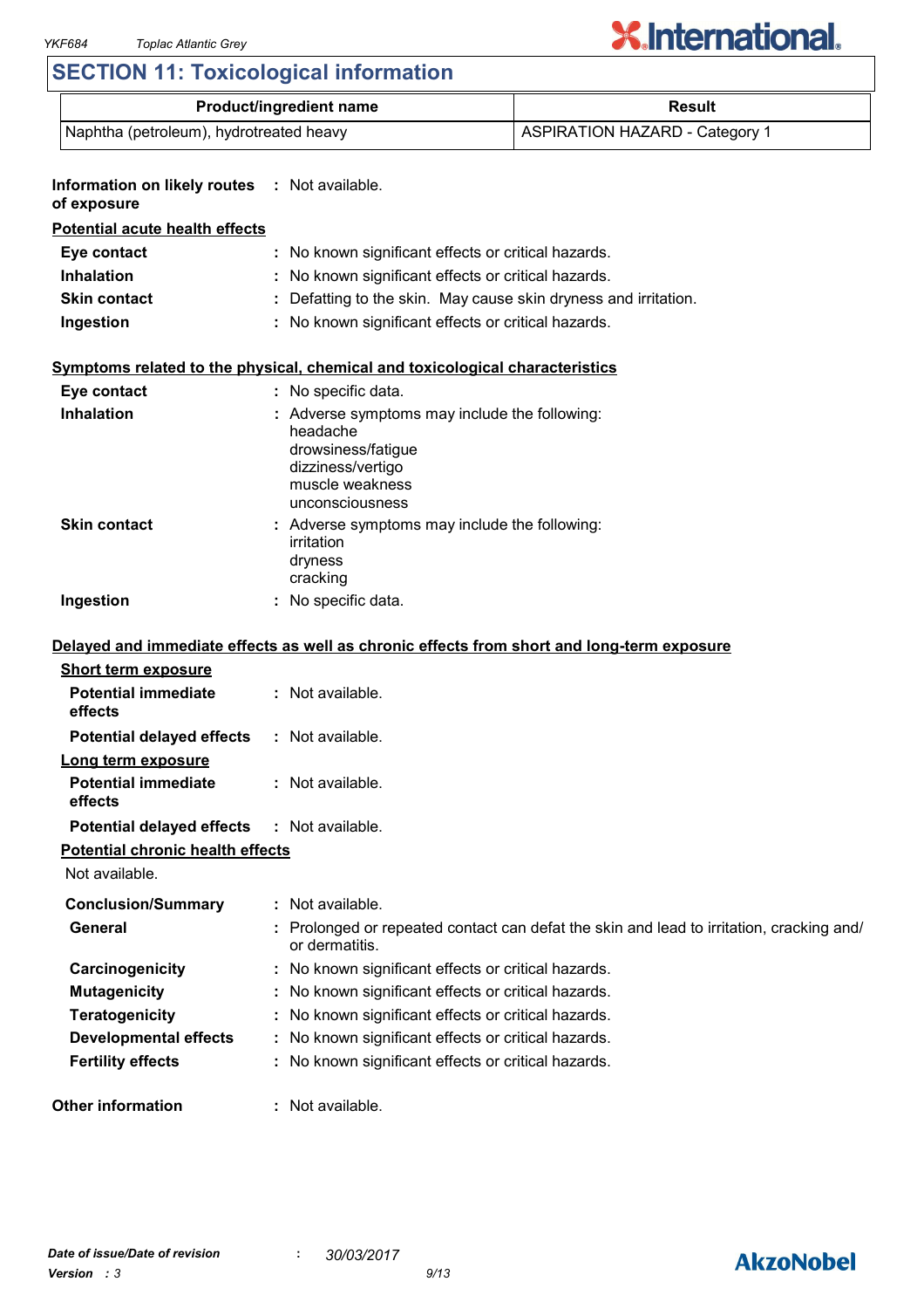## SECTION 11: Toxicological information

| Product/ingredient name | Result |
|---|---|
| Naphtha (petroleum), hydrotreated heavy | ASPIRATION HAZARD - Category 1 |

**Information on likely routes of exposure** : Not available.

**Potential acute health effects**

**Eye contact** : No known significant effects or critical hazards.

**Inhalation** : No known significant effects or critical hazards.

**Skin contact** : Defatting to the skin. May cause skin dryness and irritation.

**Ingestion** : No known significant effects or critical hazards.

**Symptoms related to the physical, chemical and toxicological characteristics**

**Eye contact** : No specific data.

**Inhalation** : Adverse symptoms may include the following:
headache
drowsiness/fatigue
dizziness/vertigo
muscle weakness
unconsciousness

**Skin contact** : Adverse symptoms may include the following:
irritation
dryness
cracking

**Ingestion** : No specific data.

**Delayed and immediate effects as well as chronic effects from short and long-term exposure**

**Short term exposure**

**Potential immediate effects** : Not available.

**Potential delayed effects** : Not available.

**Long term exposure**

**Potential immediate effects** : Not available.

**Potential delayed effects** : Not available.

**Potential chronic health effects**

Not available.

**Conclusion/Summary** : Not available.

**General** : Prolonged or repeated contact can defat the skin and lead to irritation, cracking and/ or dermatitis.

**Carcinogenicity** : No known significant effects or critical hazards.

**Mutagenicity** : No known significant effects or critical hazards.

**Teratogenicity** : No known significant effects or critical hazards.

**Developmental effects** : No known significant effects or critical hazards.

**Fertility effects** : No known significant effects or critical hazards.

**Other information** : Not available.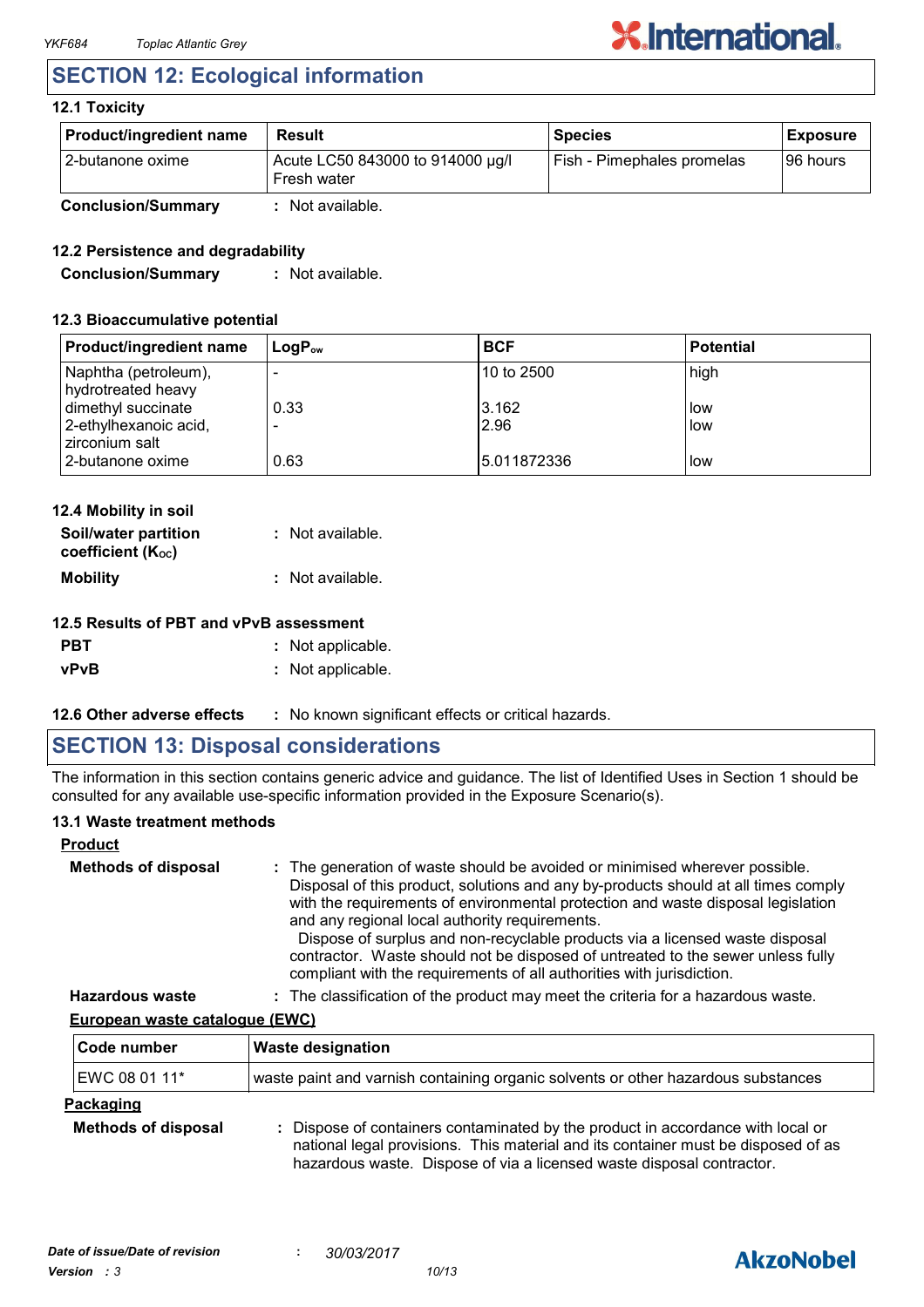## SECTION 12: Ecological information

### 12.1 Toxicity

| Product/ingredient name | Result | Species | Exposure |
|---|---|---|---|
| 2-butanone oxime | Acute LC50 843000 to 914000 µg/l Fresh water | Fish - Pimephales promelas | 96 hours |

**Conclusion/Summary** : Not available.

### 12.2 Persistence and degradability

**Conclusion/Summary** : Not available.

### 12.3 Bioaccumulative potential

| Product/ingredient name | $LogP_{ow}$ | BCF | Potential |
|---|---|---|---|
| Naphtha (petroleum), hydrotreated heavy | - | 10 to 2500 | high |
| dimethyl succinate | 0.33 | 3.162 | low |
| 2-ethylhexanoic acid, zirconium salt | - | 2.96 | low |
| 2-butanone oxime | 0.63 | 5.011872336 | low |

### 12.4 Mobility in soil

**Soil/water partition coefficient ($K_{OC}$)** : Not available.

**Mobility** : Not available.

### 12.5 Results of PBT and vPvB assessment

**PBT** : Not applicable.

**vPvB** : Not applicable.

### 12.6 Other adverse effects : No known significant effects or critical hazards.

## SECTION 13: Disposal considerations

The information in this section contains generic advice and guidance. The list of Identified Uses in Section 1 should be consulted for any available use-specific information provided in the Exposure Scenario(s).

### 13.1 Waste treatment methods

**Product**

**Methods of disposal** : The generation of waste should be avoided or minimised wherever possible. Disposal of this product, solutions and any by-products should at all times comply with the requirements of environmental protection and waste disposal legislation and any regional local authority requirements.
Dispose of surplus and non-recyclable products via a licensed waste disposal contractor. Waste should not be disposed of untreated to the sewer unless fully compliant with the requirements of all authorities with jurisdiction.

**Hazardous waste** : The classification of the product may meet the criteria for a hazardous waste.

**European waste catalogue (EWC)**

| Code number | Waste designation |
|---|---|
| EWC 08 01 11* | waste paint and varnish containing organic solvents or other hazardous substances |

**Packaging**

**Methods of disposal** : Dispose of containers contaminated by the product in accordance with local or national legal provisions. This material and its container must be disposed of as hazardous waste. Dispose of via a licensed waste disposal contractor.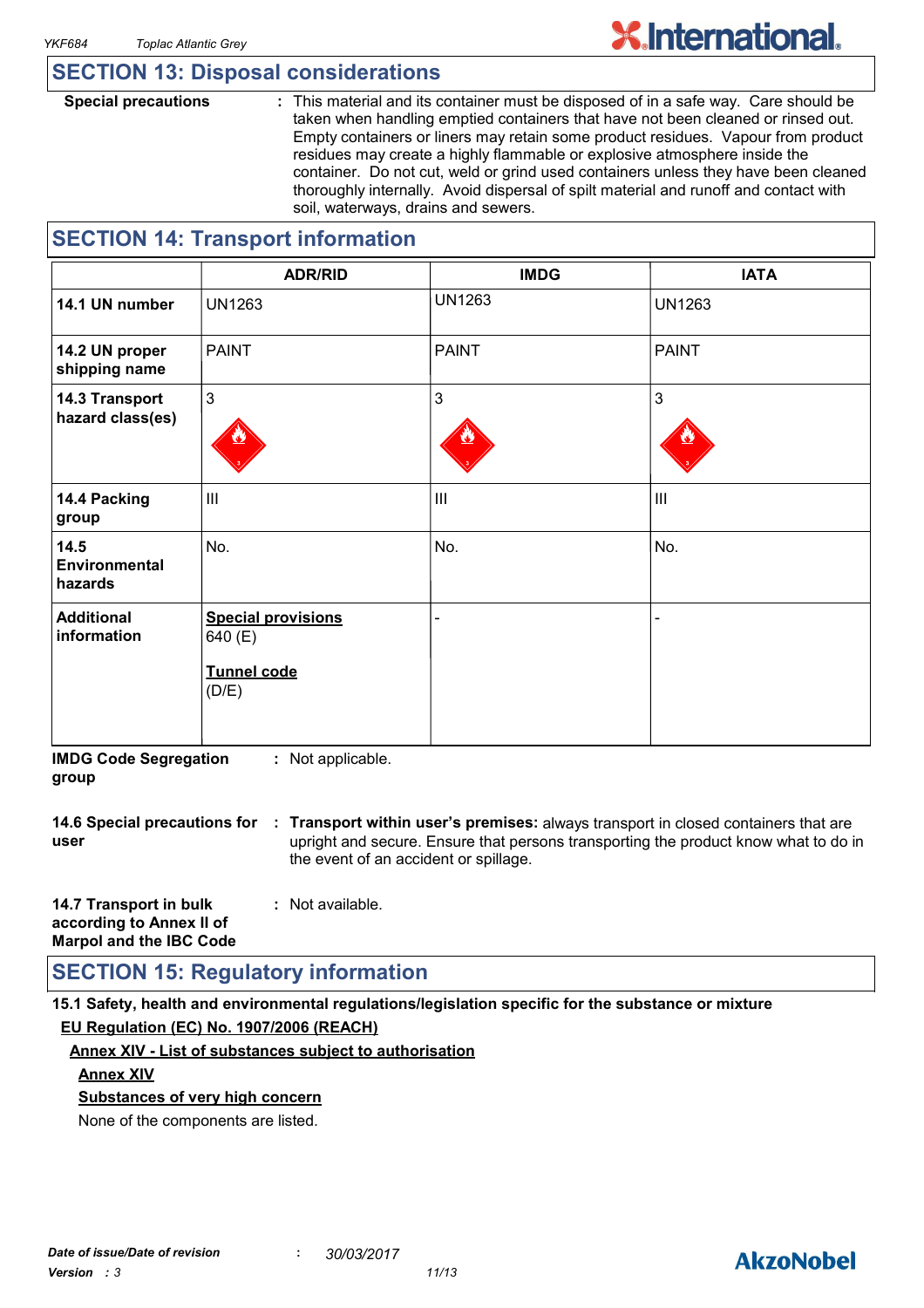## SECTION 13: Disposal considerations

**Special precautions** : This material and its container must be disposed of in a safe way. Care should be taken when handling emptied containers that have not been cleaned or rinsed out. Empty containers or liners may retain some product residues. Vapour from product residues may create a highly flammable or explosive atmosphere inside the container. Do not cut, weld or grind used containers unless they have been cleaned thoroughly internally. Avoid dispersal of spilt material and runoff and contact with soil, waterways, drains and sewers.

## SECTION 14: Transport information

| | ADR/RID | IMDG | IATA |
|---|---|---|---|
| **14.1 UN number** | UN1263 | UN1263 | UN1263 |
| **14.2 UN proper shipping name** | PAINT | PAINT | PAINT |
| **14.3 Transport hazard class(es)** | 3 | 3 | 3 |
| **14.4 Packing group** | III | III | III |
| **14.5 Environmental hazards** | No. | No. | No. |
| **Additional information** | **Special provisions** 640 (E) **Tunnel code** (D/E) | - | - |

**IMDG Code Segregation group** : Not applicable.

**14.6 Special precautions for user** : **Transport within user's premises:** always transport in closed containers that are upright and secure. Ensure that persons transporting the product know what to do in the event of an accident or spillage.

**14.7 Transport in bulk according to Annex II of Marpol and the IBC Code** : Not available.

## SECTION 15: Regulatory information

**15.1 Safety, health and environmental regulations/legislation specific for the substance or mixture**

**EU Regulation (EC) No. 1907/2006 (REACH)**

**Annex XIV - List of substances subject to authorisation**

**Annex XIV**

**Substances of very high concern**

None of the components are listed.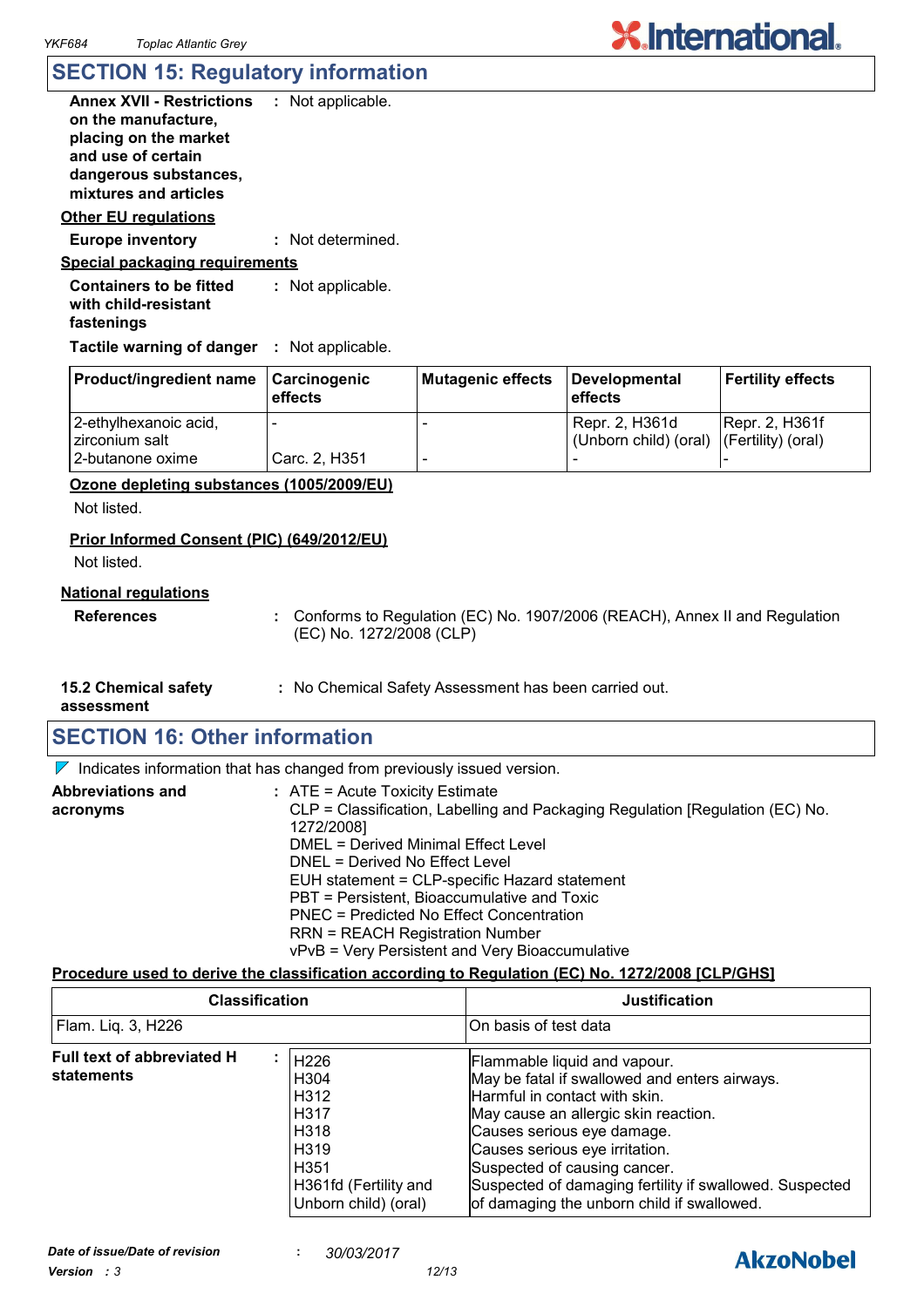## SECTION 15: Regulatory information

**Annex XVII - Restrictions on the manufacture, placing on the market and use of certain dangerous substances, mixtures and articles** : Not applicable.

**Other EU regulations**

**Europe inventory** : Not determined.

**Special packaging requirements**

**Containers to be fitted with child-resistant fastenings** : Not applicable.

**Tactile warning of danger** : Not applicable.

| Product/ingredient name | Carcinogenic effects | Mutagenic effects | Developmental effects | Fertility effects |
|---|---|---|---|---|
| 2-ethylhexanoic acid, zirconium salt | - | - | Repr. 2, H361d (Unborn child) (oral) | Repr. 2, H361f (Fertility) (oral) |
| 2-butanone oxime | Carc. 2, H351 | - | - | - |

**Ozone depleting substances (1005/2009/EU)**

Not listed.

**Prior Informed Consent (PIC) (649/2012/EU)**

Not listed.

**National regulations**

**References** : Conforms to Regulation (EC) No. 1907/2006 (REACH), Annex II and Regulation (EC) No. 1272/2008 (CLP)

**15.2 Chemical safety assessment** : No Chemical Safety Assessment has been carried out.

## SECTION 16: Other information

Indicates information that has changed from previously issued version.

**Abbreviations and acronyms** :
ATE = Acute Toxicity Estimate
CLP = Classification, Labelling and Packaging Regulation [Regulation (EC) No. 1272/2008]
DMEL = Derived Minimal Effect Level
DNEL = Derived No Effect Level
EUH statement = CLP-specific Hazard statement
PBT = Persistent, Bioaccumulative and Toxic
PNEC = Predicted No Effect Concentration
RRN = REACH Registration Number
vPvB = Very Persistent and Very Bioaccumulative

**Procedure used to derive the classification according to Regulation (EC) No. 1272/2008 [CLP/GHS]**

| Classification | Justification |
|---|---|
| Flam. Liq. 3, H226 | On basis of test data |

**Full text of abbreviated H statements** :

| | |
|---|---|
| H226 | Flammable liquid and vapour. |
| H304 | May be fatal if swallowed and enters airways. |
| H312 | Harmful in contact with skin. |
| H317 | May cause an allergic skin reaction. |
| H318 | Causes serious eye damage. |
| H319 | Causes serious eye irritation. |
| H351 | Suspected of causing cancer. |
| H361fd (Fertility and Unborn child) (oral) | Suspected of damaging fertility if swallowed. Suspected of damaging the unborn child if swallowed. |

*Date of issue/Date of revision* : *30/03/2017*

*Version : 3*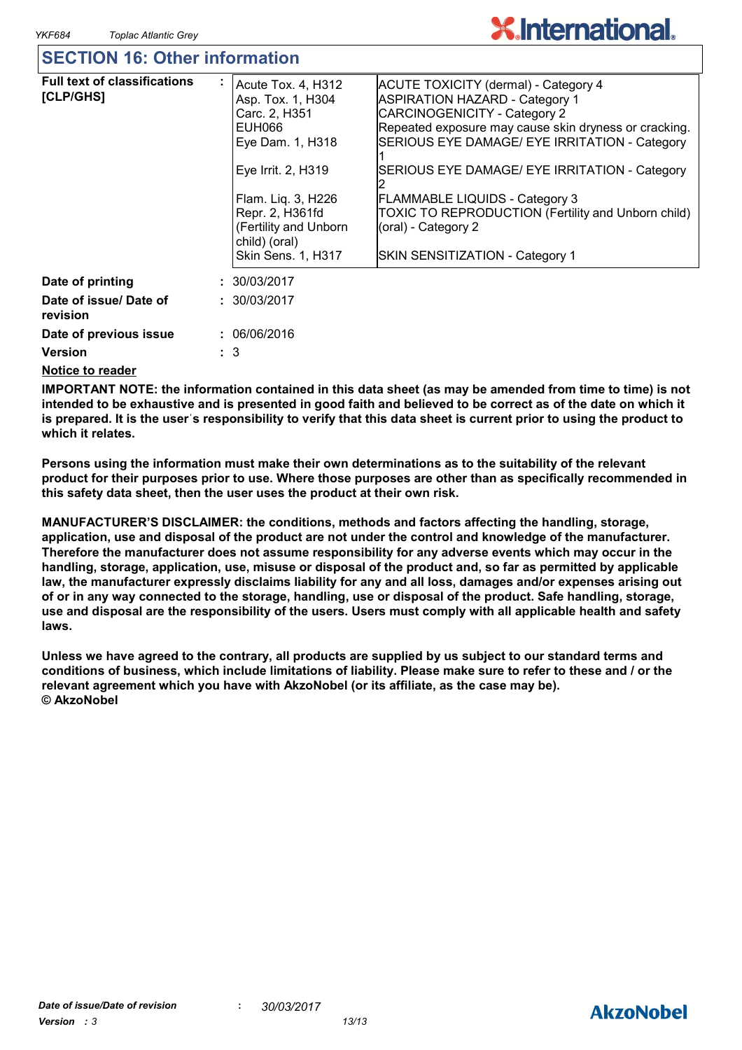## SECTION 16: Other information

| | | |
|---|---|---|
| **Full text of classifications [CLP/GHS]** | Acute Tox. 4, H312 | ACUTE TOXICITY (dermal) - Category 4 |
| | Asp. Tox. 1, H304 | ASPIRATION HAZARD - Category 1 |
| | Carc. 2, H351 | CARCINOGENICITY - Category 2 |
| | EUH066 | Repeated exposure may cause skin dryness or cracking. |
| | Eye Dam. 1, H318 | SERIOUS EYE DAMAGE/ EYE IRRITATION - Category 1 |
| | Eye Irrit. 2, H319 | SERIOUS EYE DAMAGE/ EYE IRRITATION - Category 2 |
| | Flam. Liq. 3, H226 | FLAMMABLE LIQUIDS - Category 3 |
| | Repr. 2, H361fd (Fertility and Unborn child) (oral) | TOXIC TO REPRODUCTION (Fertility and Unborn child) (oral) - Category 2 |
| | Skin Sens. 1, H317 | SKIN SENSITIZATION - Category 1 |

**Date of printing** : 30/03/2017

**Date of issue/ Date of revision** : 30/03/2017

**Date of previous issue** : 06/06/2016

**Version** : 3

**Notice to reader**

**IMPORTANT NOTE: the information contained in this data sheet (as may be amended from time to time) is not intended to be exhaustive and is presented in good faith and believed to be correct as of the date on which it is prepared. It is the user's responsibility to verify that this data sheet is current prior to using the product to which it relates.**

**Persons using the information must make their own determinations as to the suitability of the relevant product for their purposes prior to use. Where those purposes are other than as specifically recommended in this safety data sheet, then the user uses the product at their own risk.**

**MANUFACTURER'S DISCLAIMER: the conditions, methods and factors affecting the handling, storage, application, use and disposal of the product are not under the control and knowledge of the manufacturer. Therefore the manufacturer does not assume responsibility for any adverse events which may occur in the handling, storage, application, use, misuse or disposal of the product and, so far as permitted by applicable law, the manufacturer expressly disclaims liability for any and all loss, damages and/or expenses arising out of or in any way connected to the storage, handling, use or disposal of the product. Safe handling, storage, use and disposal are the responsibility of the users. Users must comply with all applicable health and safety laws.**

**Unless we have agreed to the contrary, all products are supplied by us subject to our standard terms and conditions of business, which include limitations of liability. Please make sure to refer to these and / or the relevant agreement which you have with AkzoNobel (or its affiliate, as the case may be).**
**© AkzoNobel**